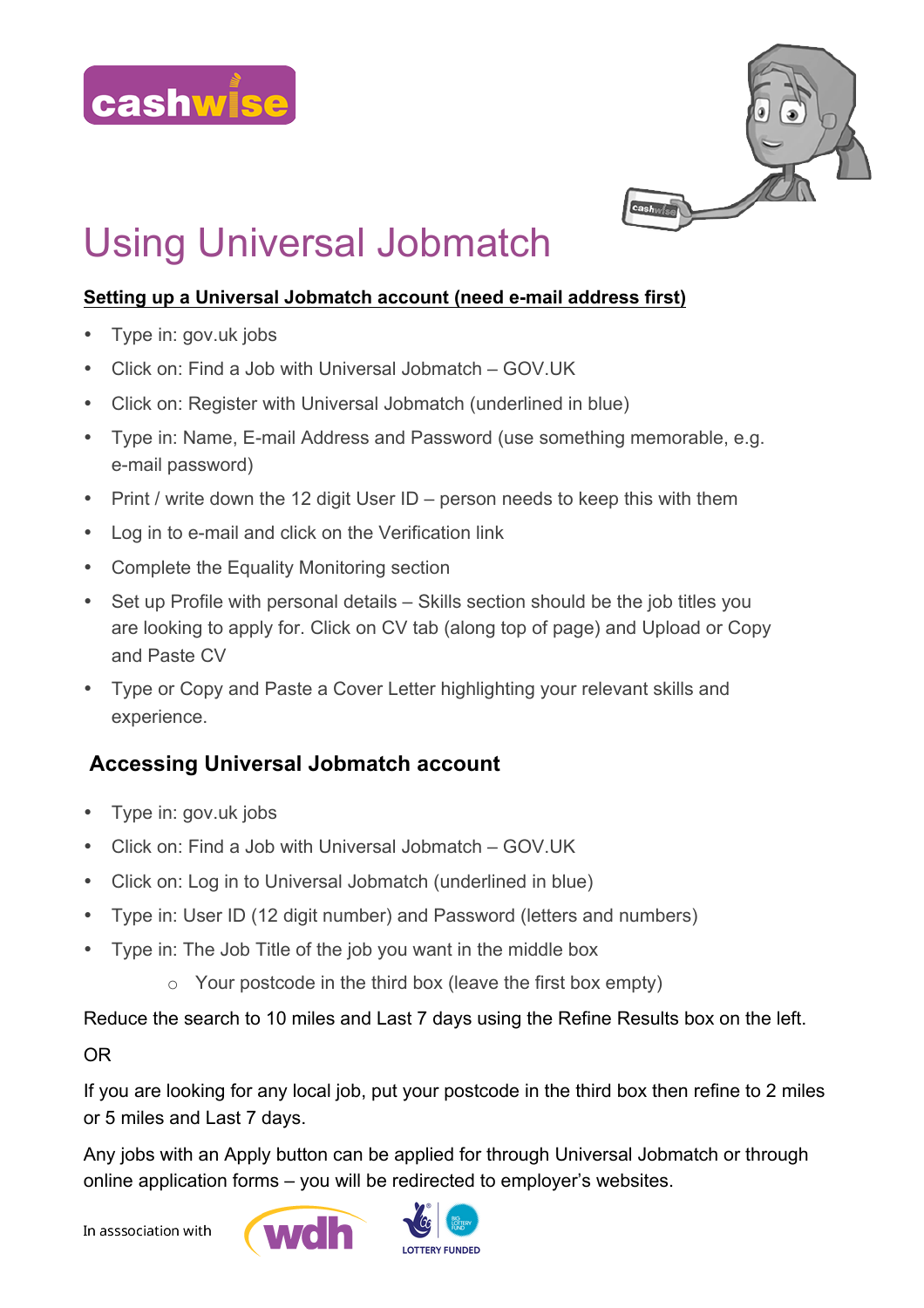cashwise

# Using Universal Jobmatch

**Setting up a Universal Jobmatch account (need e-mail address first)**

- Type in: gov.uk jobs
- Click on: Find a Job with Universal Jobmatch – GOV.UK
- Click on: Register with Universal Jobmatch (underlined in blue)
- Type in: Name, E-mail Address and Password (use something memorable, e.g. e-mail password)
- Print / write down the 12 digit User ID – person needs to keep this with them
- Log in to e-mail and click on the Verification link
- Complete the Equality Monitoring section
- Set up Profile with personal details – Skills section should be the job titles you are looking to apply for. Click on CV tab (along top of page) and Upload or Copy and Paste CV
- Type or Copy and Paste a Cover Letter highlighting your relevant skills and experience.

## Accessing Universal Jobmatch account

- Type in: gov.uk jobs
- Click on: Find a Job with Universal Jobmatch – GOV.UK
- Click on: Log in to Universal Jobmatch (underlined in blue)
- Type in: User ID (12 digit number) and Password (letters and numbers)
- Type in: The Job Title of the job you want in the middle box
  - Your postcode in the third box (leave the first box empty)

Reduce the search to 10 miles and Last 7 days using the Refine Results box on the left.

OR

If you are looking for any local job, put your postcode in the third box then refine to 2 miles or 5 miles and Last 7 days.

Any jobs with an Apply button can be applied for through Universal Jobmatch or through online application forms – you will be redirected to employer's websites.

In asssociation with wdh LOTTERY FUNDED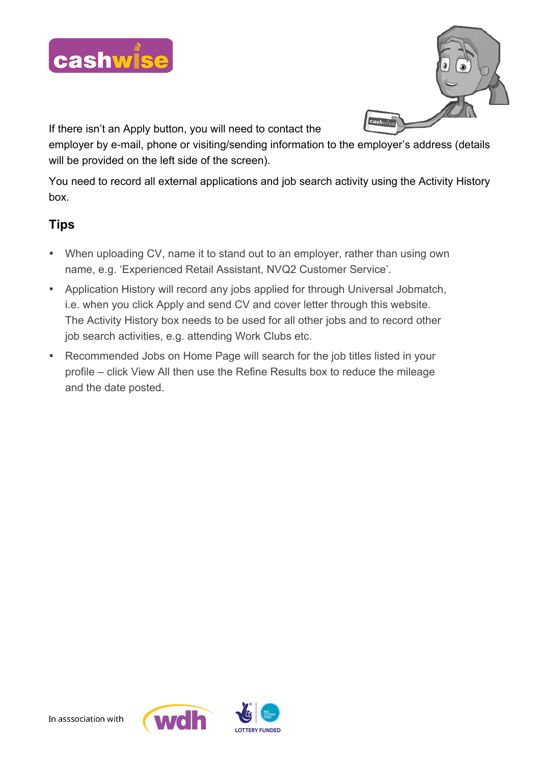If there isn't an Apply button, you will need to contact the employer by e-mail, phone or visiting/sending information to the employer's address (details will be provided on the left side of the screen).

You need to record all external applications and job search activity using the Activity History box.

## Tips

- When uploading CV, name it to stand out to an employer, rather than using own name, e.g. 'Experienced Retail Assistant, NVQ2 Customer Service'.
- Application History will record any jobs applied for through Universal Jobmatch, i.e. when you click Apply and send CV and cover letter through this website. The Activity History box needs to be used for all other jobs and to record other job search activities, e.g. attending Work Clubs etc.
- Recommended Jobs on Home Page will search for the job titles listed in your profile – click View All then use the Refine Results box to reduce the mileage and the date posted.

In asssociation with